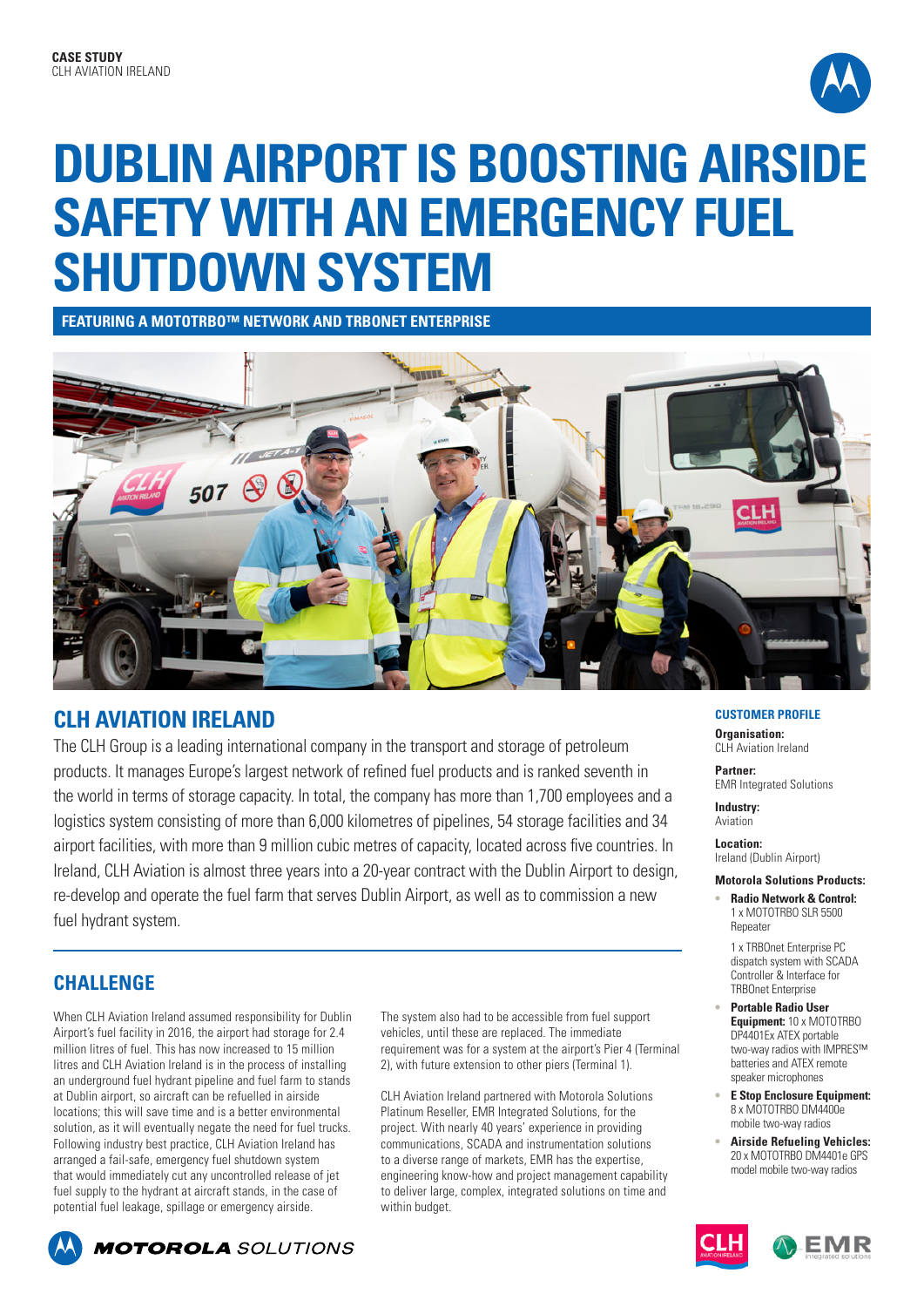**CASE STUDY**
CLH AVIATION IRELAND

# DUBLIN AIRPORT IS BOOSTING AIRSIDE SAFETY WITH AN EMERGENCY FUEL SHUTDOWN SYSTEM

**FEATURING A MOTOTRBO™ NETWORK AND TRBONET ENTERPRISE**

## CLH AVIATION IRELAND

The CLH Group is a leading international company in the transport and storage of petroleum products. It manages Europe's largest network of refined fuel products and is ranked seventh in the world in terms of storage capacity. In total, the company has more than 1,700 employees and a logistics system consisting of more than 6,000 kilometres of pipelines, 54 storage facilities and 34 airport facilities, with more than 9 million cubic metres of capacity, located across five countries. In Ireland, CLH Aviation is almost three years into a 20-year contract with the Dublin Airport to design, re-develop and operate the fuel farm that serves Dublin Airport, as well as to commission a new fuel hydrant system.

## CHALLENGE

When CLH Aviation Ireland assumed responsibility for Dublin Airport's fuel facility in 2016, the airport had storage for 2.4 million litres of fuel. This has now increased to 15 million litres and CLH Aviation Ireland is in the process of installing an underground fuel hydrant pipeline and fuel farm to stands at Dublin airport, so aircraft can be refuelled in airside locations; this will save time and is a better environmental solution, as it will eventually negate the need for fuel trucks. Following industry best practice, CLH Aviation Ireland has arranged a fail-safe, emergency fuel shutdown system that would immediately cut any uncontrolled release of jet fuel supply to the hydrant at aircraft stands, in the case of potential fuel leakage, spillage or emergency airside.

The system also had to be accessible from fuel support vehicles, until these are replaced. The immediate requirement was for a system at the airport's Pier 4 (Terminal 2), with future extension to other piers (Terminal 1).

CLH Aviation Ireland partnered with Motorola Solutions Platinum Reseller, EMR Integrated Solutions, for the project. With nearly 40 years' experience in providing communications, SCADA and instrumentation solutions to a diverse range of markets, EMR has the expertise, engineering know-how and project management capability to deliver large, complex, integrated solutions on time and within budget.

### CUSTOMER PROFILE

**Organisation:**
CLH Aviation Ireland

**Partner:**
EMR Integrated Solutions

**Industry:**
Aviation

**Location:**
Ireland (Dublin Airport)

**Motorola Solutions Products:**

- **Radio Network & Control:** 1 x MOTOTRBO SLR 5500 Repeater

  1 x TRBOnet Enterprise PC dispatch system with SCADA Controller & Interface for TRBOnet Enterprise
- **Portable Radio User Equipment:** 10 x MOTOTRBO DP4401Ex ATEX portable two-way radios with IMPRES™ batteries and ATEX remote speaker microphones
- **E Stop Enclosure Equipment:** 8 x MOTOTRBO DM4400e mobile two-way radios
- **Airside Refueling Vehicles:** 20 x MOTOTRBO DM4401e GPS model mobile two-way radios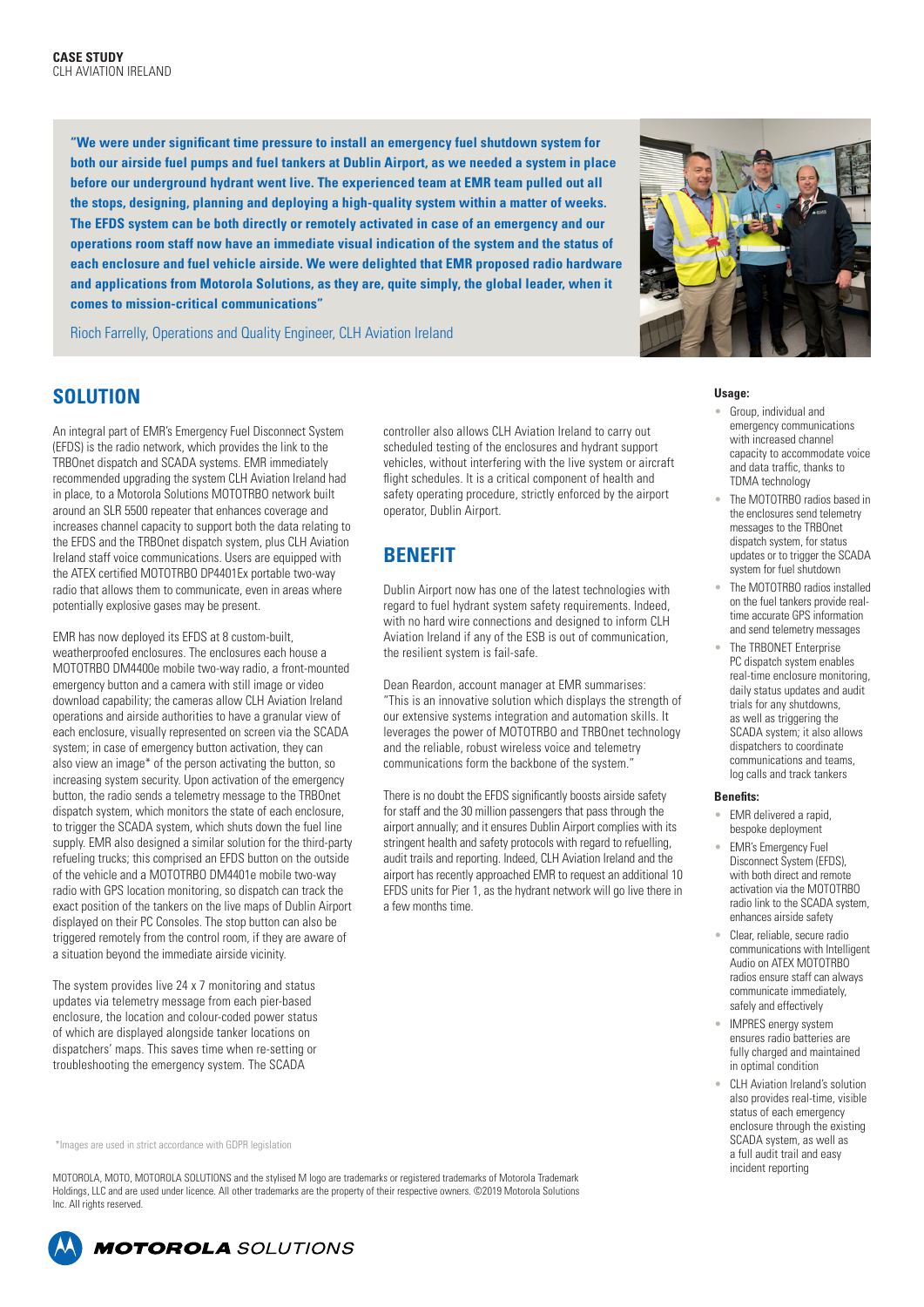**CASE STUDY**
CLH AVIATION IRELAND

**"We were under significant time pressure to install an emergency fuel shutdown system for both our airside fuel pumps and fuel tankers at Dublin Airport, as we needed a system in place before our underground hydrant went live. The experienced team at EMR team pulled out all the stops, designing, planning and deploying a high-quality system within a matter of weeks. The EFDS system can be both directly or remotely activated in case of an emergency and our operations room staff now have an immediate visual indication of the system and the status of each enclosure and fuel vehicle airside. We were delighted that EMR proposed radio hardware and applications from Motorola Solutions, as they are, quite simply, the global leader, when it comes to mission-critical communications"**

Rioch Farrelly, Operations and Quality Engineer, CLH Aviation Ireland

## SOLUTION

An integral part of EMR's Emergency Fuel Disconnect System (EFDS) is the radio network, which provides the link to the TRBOnet dispatch and SCADA systems. EMR immediately recommended upgrading the system CLH Aviation Ireland had in place, to a Motorola Solutions MOTOTRBO network built around an SLR 5500 repeater that enhances coverage and increases channel capacity to support both the data relating to the EFDS and the TRBOnet dispatch system, plus CLH Aviation Ireland staff voice communications. Users are equipped with the ATEX certified MOTOTRBO DP4401Ex portable two-way radio that allows them to communicate, even in areas where potentially explosive gases may be present.

EMR has now deployed its EFDS at 8 custom-built, weatherproofed enclosures. The enclosures each house a MOTOTRBO DM4400e mobile two-way radio, a front-mounted emergency button and a camera with still image or video download capability; the cameras allow CLH Aviation Ireland operations and airside authorities to have a granular view of each enclosure, visually represented on screen via the SCADA system; in case of emergency button activation, they can also view an image* of the person activating the button, so increasing system security. Upon activation of the emergency button, the radio sends a telemetry message to the TRBOnet dispatch system, which monitors the state of each enclosure, to trigger the SCADA system, which shuts down the fuel line supply. EMR also designed a similar solution for the third-party refueling trucks; this comprised an EFDS button on the outside of the vehicle and a MOTOTRBO DM4401e mobile two-way radio with GPS location monitoring, so dispatch can track the exact position of the tankers on the live maps of Dublin Airport displayed on their PC Consoles. The stop button can also be triggered remotely from the control room, if they are aware of a situation beyond the immediate airside vicinity.

The system provides live 24 x 7 monitoring and status updates via telemetry message from each pier-based enclosure, the location and colour-coded power status of which are displayed alongside tanker locations on dispatchers' maps. This saves time when re-setting or troubleshooting the emergency system. The SCADA controller also allows CLH Aviation Ireland to carry out scheduled testing of the enclosures and hydrant support vehicles, without interfering with the live system or aircraft flight schedules. It is a critical component of health and safety operating procedure, strictly enforced by the airport operator, Dublin Airport.

## BENEFIT

Dublin Airport now has one of the latest technologies with regard to fuel hydrant system safety requirements. Indeed, with no hard wire connections and designed to inform CLH Aviation Ireland if any of the ESB is out of communication, the resilient system is fail-safe.

Dean Reardon, account manager at EMR summarises: "This is an innovative solution which displays the strength of our extensive systems integration and automation skills. It leverages the power of MOTOTRBO and TRBOnet technology and the reliable, robust wireless voice and telemetry communications form the backbone of the system."

There is no doubt the EFDS significantly boosts airside safety for staff and the 30 million passengers that pass through the airport annually; and it ensures Dublin Airport complies with its stringent health and safety protocols with regard to refuelling, audit trails and reporting. Indeed, CLH Aviation Ireland and the airport has recently approached EMR to request an additional 10 EFDS units for Pier 1, as the hydrant network will go live there in a few months time.

### Usage:

- Group, individual and emergency communications with increased channel capacity to accommodate voice and data traffic, thanks to TDMA technology
- The MOTOTRBO radios based in the enclosures send telemetry messages to the TRBOnet dispatch system, for status updates or to trigger the SCADA system for fuel shutdown
- The MOTOTRBO radios installed on the fuel tankers provide real-time accurate GPS information and send telemetry messages
- The TRBONET Enterprise PC dispatch system enables real-time enclosure monitoring, daily status updates and audit trials for any shutdowns, as well as triggering the SCADA system; it also allows dispatchers to coordinate communications and teams, log calls and track tankers

### Benefits:

- EMR delivered a rapid, bespoke deployment
- EMR's Emergency Fuel Disconnect System (EFDS), with both direct and remote activation via the MOTOTRBO radio link to the SCADA system, enhances airside safety
- Clear, reliable, secure radio communications with Intelligent Audio on ATEX MOTOTRBO radios ensure staff can always communicate immediately, safely and effectively
- IMPRES energy system ensures radio batteries are fully charged and maintained in optimal condition
- CLH Aviation Ireland's solution also provides real-time, visible status of each emergency enclosure through the existing SCADA system, as well as a full audit trail and easy incident reporting

*Images are used in strict accordance with GDPR legislation

MOTOROLA, MOTO, MOTOROLA SOLUTIONS and the stylised M logo are trademarks or registered trademarks of Motorola Trademark Holdings, LLC and are used under licence. All other trademarks are the property of their respective owners. ©2019 Motorola Solutions Inc. All rights reserved.

MOTOROLA SOLUTIONS